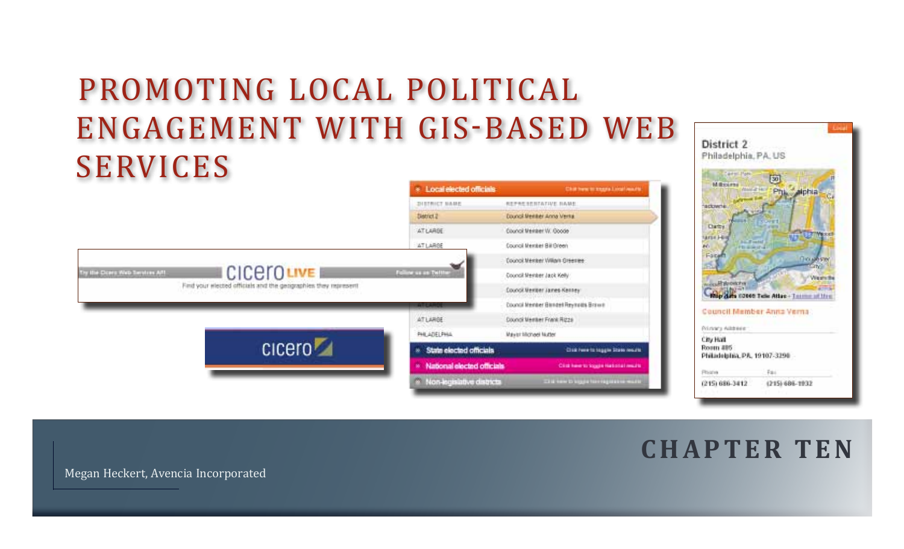# PROMOTING LOCAL POLITICAL ENGAGEMENT WITH GIS-BASED WEB SERVICES

## CHAPTER TEN

Megan Heckert, Avencia Incorporated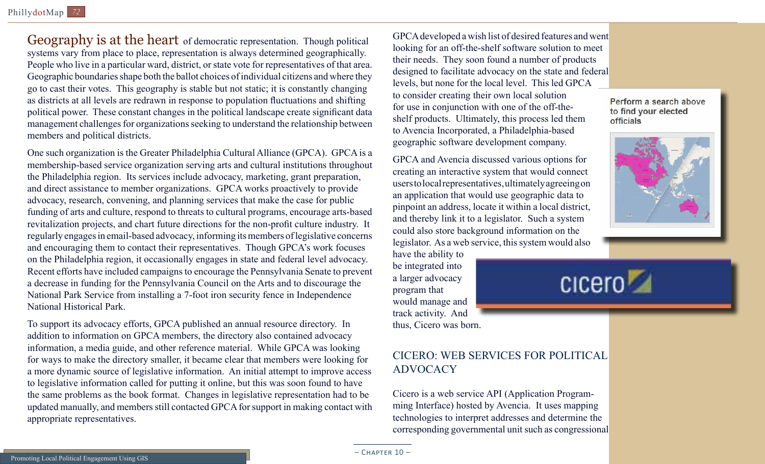**Geography is at the heart** of democratic representation. Though political systems vary from place to place, representation is always determined geographically. People who live in a particular ward, district, or state vote for representatives of that area. Geographic boundaries shape both the ballot choices of individual citizens and where they go to cast their votes. This geography is stable but not static; it is constantly changing as districts at all levels are redrawn in response to population fluctuations and shifting political power. These constant changes in the political landscape create significant data management challenges for organizations seeking to understand the relationship between members and political districts.

One such organization is the Greater Philadelphia Cultural Alliance (GPCA). GPCA is a membership-based service organization serving arts and cultural institutions throughout the Philadelphia region. Its services include advocacy, marketing, grant preparation, and direct assistance to member organizations. GPCA works proactively to provide advocacy, research, convening, and planning services that make the case for public funding of arts and culture, respond to threats to cultural programs, encourage arts-based revitalization projects, and chart future directions for the non-profit culture industry. It regularly engages in email-based advocacy, informing its members of legislative concerns and encouraging them to contact their representatives. Though GPCA's work focuses on the Philadelphia region, it occasionally engages in state and federal level advocacy. Recent efforts have included campaigns to encourage the Pennsylvania Senate to prevent a decrease in funding for the Pennsylvania Council on the Arts and to discourage the National Park Service from installing a 7-foot iron security fence in Independence National Historical Park.

To support its advocacy efforts, GPCA published an annual resource directory. In addition to information on GPCA members, the directory also contained advocacy information, a media guide, and other reference material. While GPCA was looking for ways to make the directory smaller, it became clear that members were looking for a more dynamic source of legislative information. An initial attempt to improve access to legislative information called for putting it online, but this was soon found to have the same problems as the book format. Changes in legislative representation had to be updated manually, and members still contacted GPCA for support in making contact with appropriate representatives.

GPCA developed a wish list of desired features and went looking for an off-the-shelf software solution to meet their needs. They soon found a number of products designed to facilitate advocacy on the state and federal levels, but none for the local level. This led GPCA to consider creating their own local solution for use in conjunction with one of the off-the-shelf products. Ultimately, this process led them to Avencia Incorporated, a Philadelphia-based geographic software development company.

GPCA and Avencia discussed various options for creating an interactive system that would connect users to local representatives, ultimately agreeing on an application that would use geographic data to pinpoint an address, locate it within a local district, and thereby link it to a legislator. Such a system could also store background information on the legislator. As a web service, this system would also have the ability to be integrated into a larger advocacy program that would manage and track activity. And thus, Cicero was born.

Perform a search above to find your elected officials

## CICERO: WEB SERVICES FOR POLITICAL ADVOCACY

Cicero is a web service API (Application Programming Interface) hosted by Avencia. It uses mapping technologies to interpret addresses and determine the corresponding governmental unit such as congressional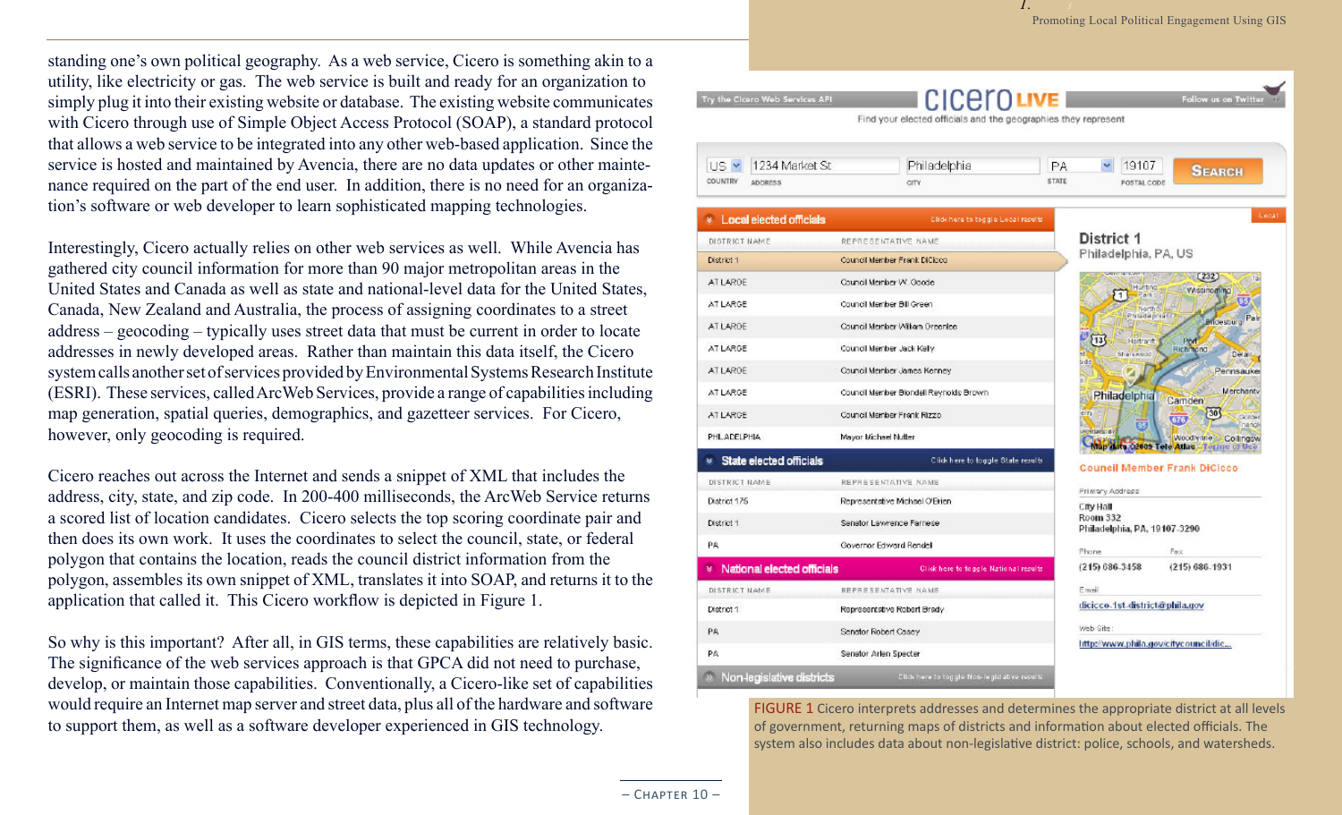standing one's own political geography. As a web service, Cicero is something akin to a utility, like electricity or gas. The web service is built and ready for an organization to simply plug it into their existing website or database. The existing website communicates with Cicero through use of Simple Object Access Protocol (SOAP), a standard protocol that allows a web service to be integrated into any other web-based application. Since the service is hosted and maintained by Avencia, there are no data updates or other maintenance required on the part of the end user. In addition, there is no need for an organization's software or web developer to learn sophisticated mapping technologies.

Interestingly, Cicero actually relies on other web services as well. While Avencia has gathered city council information for more than 90 major metropolitan areas in the United States and Canada as well as state and national-level data for the United States, Canada, New Zealand and Australia, the process of assigning coordinates to a street address – geocoding – typically uses street data that must be current in order to locate addresses in newly developed areas. Rather than maintain this data itself, the Cicero system calls another set of services provided by Environmental Systems Research Institute (ESRI). These services, called ArcWeb Services, provide a range of capabilities including map generation, spatial queries, demographics, and gazetteer services. For Cicero, however, only geocoding is required.

Cicero reaches out across the Internet and sends a snippet of XML that includes the address, city, state, and zip code. In 200-400 milliseconds, the ArcWeb Service returns a scored list of location candidates. Cicero selects the top scoring coordinate pair and then does its own work. It uses the coordinates to select the council, state, or federal polygon that contains the location, reads the council district information from the polygon, assembles its own snippet of XML, translates it into SOAP, and returns it to the application that called it. This Cicero workflow is depicted in Figure 1.

So why is this important? After all, in GIS terms, these capabilities are relatively basic. The significance of the web services approach is that GPCA did not need to purchase, develop, or maintain those capabilities. Conventionally, a Cicero-like set of capabilities would require an Internet map server and street data, plus all of the hardware and software to support them, as well as a software developer experienced in GIS technology.

FIGURE 1 Cicero interprets addresses and determines the appropriate district at all levels of government, returning maps of districts and information about elected officials. The system also includes data about non-legislative district: police, schools, and watersheds.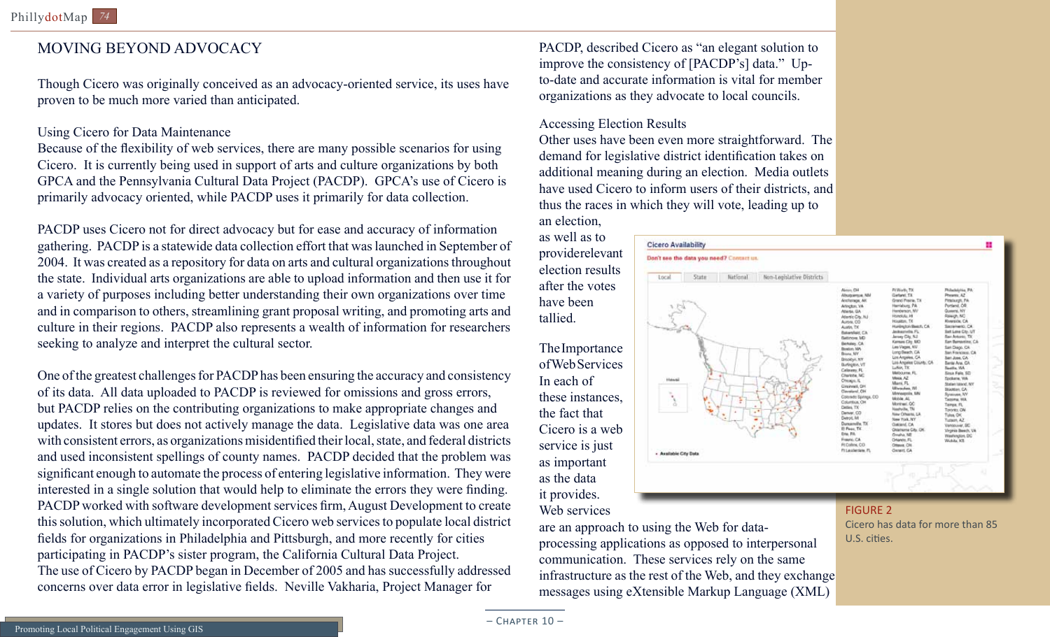## MOVING BEYOND ADVOCACY

Though Cicero was originally conceived as an advocacy-oriented service, its uses have proven to be much more varied than anticipated.

### Using Cicero for Data Maintenance

Because of the flexibility of web services, there are many possible scenarios for using Cicero. It is currently being used in support of arts and culture organizations by both GPCA and the Pennsylvania Cultural Data Project (PACDP). GPCA's use of Cicero is primarily advocacy oriented, while PACDP uses it primarily for data collection.

PACDP uses Cicero not for direct advocacy but for ease and accuracy of information gathering. PACDP is a statewide data collection effort that was launched in September of 2004. It was created as a repository for data on arts and cultural organizations throughout the state. Individual arts organizations are able to upload information and then use it for a variety of purposes including better understanding their own organizations over time and in comparison to others, streamlining grant proposal writing, and promoting arts and culture in their regions. PACDP also represents a wealth of information for researchers seeking to analyze and interpret the cultural sector.

One of the greatest challenges for PACDP has been ensuring the accuracy and consistency of its data. All data uploaded to PACDP is reviewed for omissions and gross errors, but PACDP relies on the contributing organizations to make appropriate changes and updates. It stores but does not actively manage the data. Legislative data was one area with consistent errors, as organizations misidentified their local, state, and federal districts and used inconsistent spellings of county names. PACDP decided that the problem was significant enough to automate the process of entering legislative information. They were interested in a single solution that would help to eliminate the errors they were finding. PACDP worked with software development services firm, August Development to create this solution, which ultimately incorporated Cicero web services to populate local district fields for organizations in Philadelphia and Pittsburgh, and more recently for cities participating in PACDP's sister program, the California Cultural Data Project. The use of Cicero by PACDP began in December of 2005 and has successfully addressed concerns over data error in legislative fields. Neville Vakharia, Project Manager for PACDP, described Cicero as "an elegant solution to improve the consistency of [PACDP's] data." Up-to-date and accurate information is vital for member organizations as they advocate to local councils.

### Accessing Election Results

Other uses have been even more straightforward. The demand for legislative district identification takes on additional meaning during an election. Media outlets have used Cicero to inform users of their districts, and thus the races in which they will vote, leading up to an election, as well as to providerelevant election results after the votes have been tallied.

### The Importance of Web Services

In each of these instances, the fact that Cicero is a web service is just as important as the data it provides. Web services are an approach to using the Web for data-processing applications as opposed to interpersonal communication. These services rely on the same infrastructure as the rest of the Web, and they exchange messages using eXtensible Markup Language (XML)

FIGURE 2
Cicero has data for more than 85 U.S. cities.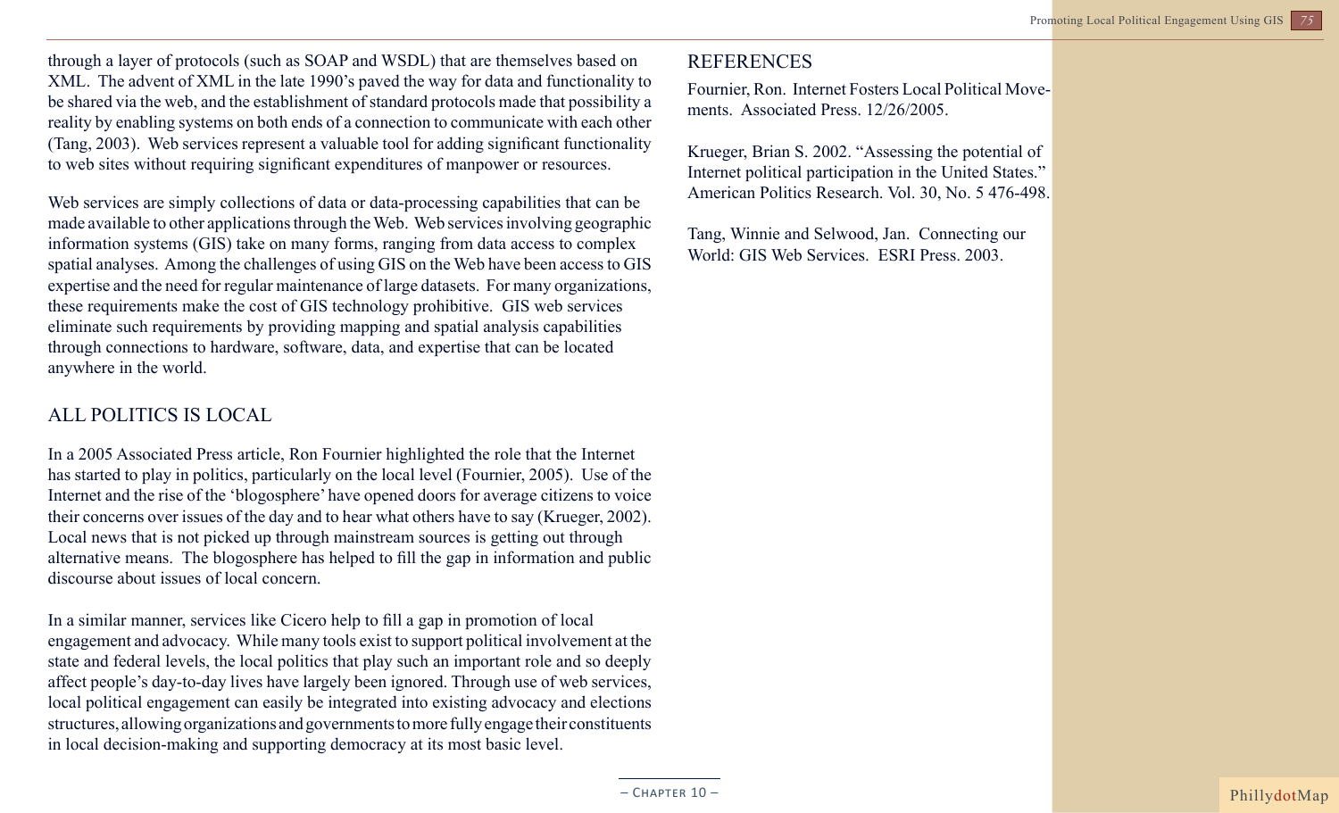through a layer of protocols (such as SOAP and WSDL) that are themselves based on XML. The advent of XML in the late 1990's paved the way for data and functionality to be shared via the web, and the establishment of standard protocols made that possibility a reality by enabling systems on both ends of a connection to communicate with each other (Tang, 2003). Web services represent a valuable tool for adding significant functionality to web sites without requiring significant expenditures of manpower or resources.

Web services are simply collections of data or data-processing capabilities that can be made available to other applications through the Web. Web services involving geographic information systems (GIS) take on many forms, ranging from data access to complex spatial analyses. Among the challenges of using GIS on the Web have been access to GIS expertise and the need for regular maintenance of large datasets. For many organizations, these requirements make the cost of GIS technology prohibitive. GIS web services eliminate such requirements by providing mapping and spatial analysis capabilities through connections to hardware, software, data, and expertise that can be located anywhere in the world.

## ALL POLITICS IS LOCAL

In a 2005 Associated Press article, Ron Fournier highlighted the role that the Internet has started to play in politics, particularly on the local level (Fournier, 2005). Use of the Internet and the rise of the 'blogosphere' have opened doors for average citizens to voice their concerns over issues of the day and to hear what others have to say (Krueger, 2002). Local news that is not picked up through mainstream sources is getting out through alternative means. The blogosphere has helped to fill the gap in information and public discourse about issues of local concern.

In a similar manner, services like Cicero help to fill a gap in promotion of local engagement and advocacy. While many tools exist to support political involvement at the state and federal levels, the local politics that play such an important role and so deeply affect people's day-to-day lives have largely been ignored. Through use of web services, local political engagement can easily be integrated into existing advocacy and elections structures, allowing organizations and governments to more fully engage their constituents in local decision-making and supporting democracy at its most basic level.

## REFERENCES

Fournier, Ron. Internet Fosters Local Political Movements. Associated Press. 12/26/2005.

Krueger, Brian S. 2002. "Assessing the potential of Internet political participation in the United States." American Politics Research. Vol. 30, No. 5 476-498.

Tang, Winnie and Selwood, Jan. Connecting our World: GIS Web Services. ESRI Press. 2003.